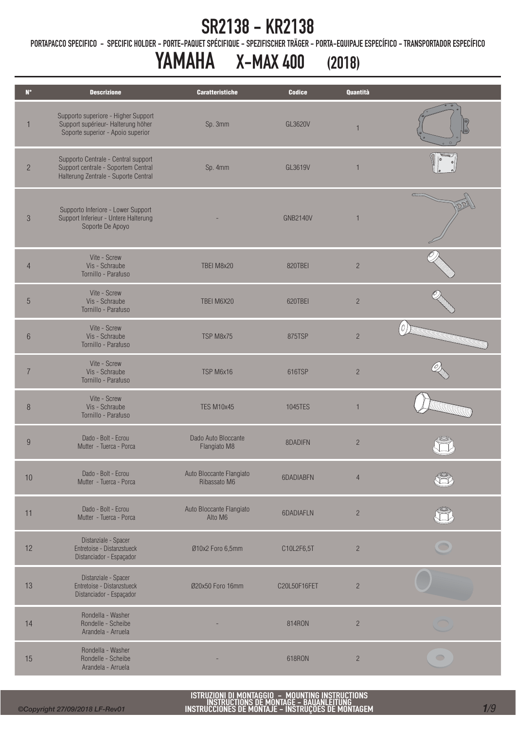# SR2138 - KR2138

PORTAPACCO SPECIFICO - SPECIFIC HOLDER - PORTE-PAQUET SPÉCIFIQUE - SPEZIFISCHER TRÄGER - PORTA-EQUIPAJE ESPECÍFICO - TRANSPORTADOR ESPECÍFICO

# YAMAHA X-MAX 400 (2018)

| N° | Descrizione | Caratteristiche | Codice | Quantità |
|---|---|---|---|---|
| 1 | Supporto superiore - Higher Support Support supérieur- Halterung höher Soporte superior - Apoio superior | Sp. 3mm | GL3620V | 1 |
| 2 | Supporto Centrale - Central support Support centrale - Soportem Central Halterung Zentrale - Suporte Central | Sp. 4mm | GL3619V | 1 |
| 3 | Supporto Inferiore - Lower Support Support Inferieur - Untere Halterung Soporte De Apoyo | - | GNB2140V | 1 |
| 4 | Vite - Screw Vis - Schraube Tornillo - Parafuso | TBEI M8x20 | 820TBEI | 2 |
| 5 | Vite - Screw Vis - Schraube Tornillo - Parafuso | TBEI M6X20 | 620TBEI | 2 |
| 6 | Vite - Screw Vis - Schraube Tornillo - Parafuso | TSP M8x75 | 875TSP | 2 |
| 7 | Vite - Screw Vis - Schraube Tornillo - Parafuso | TSP M6x16 | 616TSP | 2 |
| 8 | Vite - Screw Vis - Schraube Tornillo - Parafuso | TES M10x45 | 1045TES | 1 |
| 9 | Dado - Bolt - Ecrou Mutter - Tuerca - Porca | Dado Auto Bloccante Flangiato M8 | 8DADIFN | 2 |
| 10 | Dado - Bolt - Ecrou Mutter - Tuerca - Porca | Auto Bloccante Flangiato Ribassato M6 | 6DADIABFN | 4 |
| 11 | Dado - Bolt - Ecrou Mutter - Tuerca - Porca | Auto Bloccante Flangiato Alto M6 | 6DADIAFLN | 2 |
| 12 | Distanziale - Spacer Entretoise - Distanzstueck Distanciador - Espaçador | Ø10x2 Foro 6,5mm | C10L2F6,5T | 2 |
| 13 | Distanziale - Spacer Entretoise - Distanzstueck Distanciador - Espaçador | Ø20x50 Foro 16mm | C20L50F16FET | 2 |
| 14 | Rondella - Washer Rondelle - Scheibe Arandela - Arruela | - | 814RON | 2 |
| 15 | Rondella - Washer Rondelle - Scheibe Arandela - Arruela | - | 618RON | 2 |

ISTRUZIONI DI MONTAGGIO - MOUNTING INSTRUCTIONS
INSTRUCTIONS DE MONTAGE - BAUANLEITUNG
INSTRUCCIONES DE MONTAJE - INSTRUÇÕES DE MONTAGEM

©Copyright 27/09/2018 LF-Rev01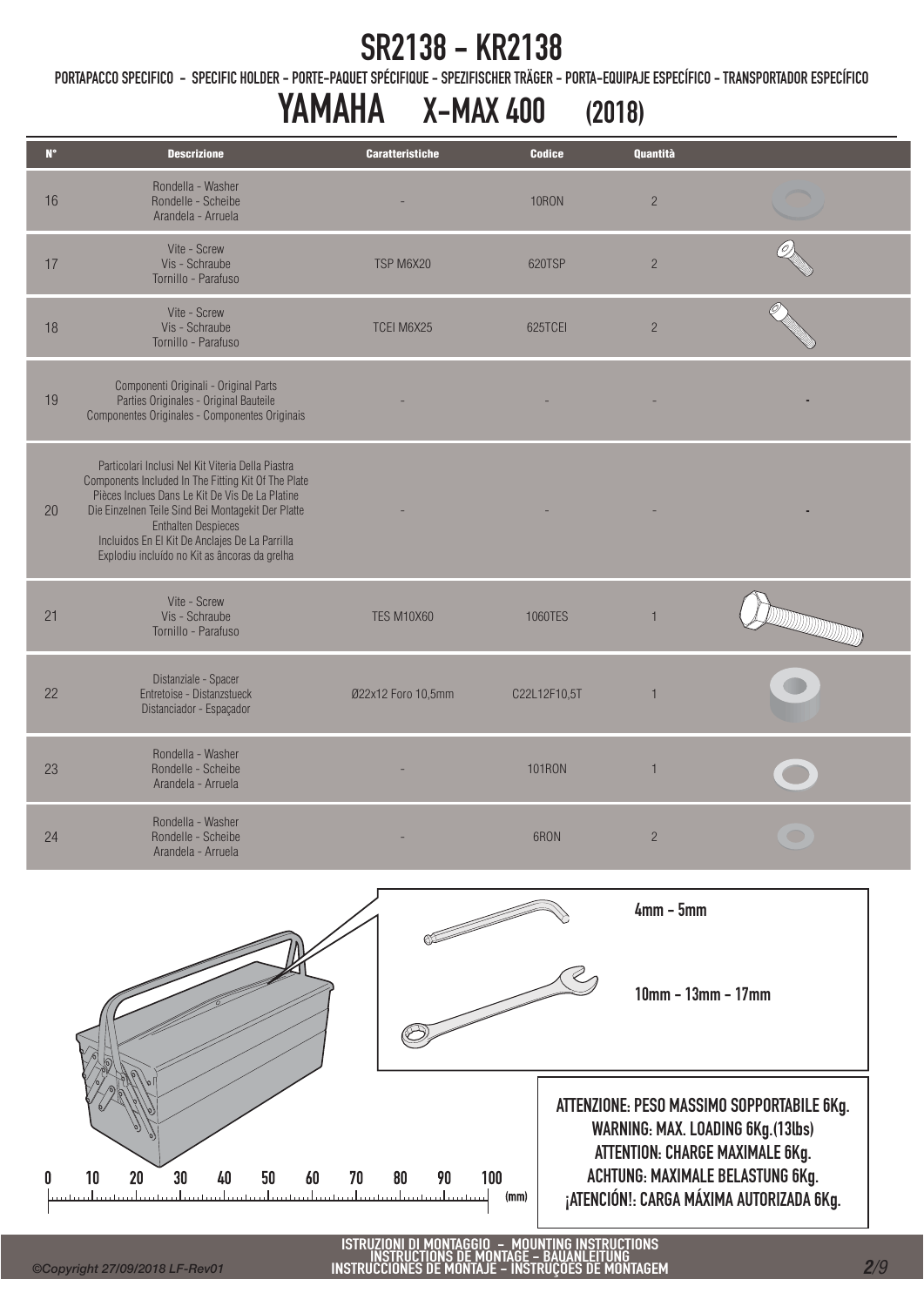# SR2138 - KR2138

PORTAPACCO SPECIFICO - SPECIFIC HOLDER - PORTE-PAQUET SPÉCIFIQUE - SPEZIFISCHER TRÄGER - PORTA-EQUIPAJE ESPECÍFICO - TRANSPORTADOR ESPECÍFICO

## YAMAHA X-MAX 400 (2018)

| N° | Descrizione | Caratteristiche | Codice | Quantità |
|---|---|---|---|---|
| 16 | Rondella - Washer<br>Rondelle - Scheibe<br>Arandela - Arruela | - | 10RON | 2 |
| 17 | Vite - Screw<br>Vis - Schraube<br>Tornillo - Parafuso | TSP M6X20 | 620TSP | 2 |
| 18 | Vite - Screw<br>Vis - Schraube<br>Tornillo - Parafuso | TCEI M6X25 | 625TCEI | 2 |
| 19 | Componenti Originali - Original Parts<br>Parties Originales - Original Bauteile<br>Componentes Originales - Componentes Originais | - | - | - |
| 20 | Particolari Inclusi Nel Kit Viteria Della Piastra<br>Components Included In The Fitting Kit Of The Plate<br>Pièces Inclues Dans Le Kit De Vis De La Platine<br>Die Einzelnen Teile Sind Bei Montagekit Der Platte Enthalten Despieces<br>Incluidos En El Kit De Anclajes De La Parrilla<br>Explodiu incluído no Kit as âncoras da grelha | - | - | - |
| 21 | Vite - Screw<br>Vis - Schraube<br>Tornillo - Parafuso | TES M10X60 | 1060TES | 1 |
| 22 | Distanziale - Spacer<br>Entretoise - Distanzstueck<br>Distanciador - Espaçador | Ø22x12 Foro 10,5mm | C22L12F10,5T | 1 |
| 23 | Rondella - Washer<br>Rondelle - Scheibe<br>Arandela - Arruela | - | 101RON | 1 |
| 24 | Rondella - Washer<br>Rondelle - Scheibe<br>Arandela - Arruela | - | 6RON | 2 |

4mm - 5mm

10mm - 13mm - 17mm

0 10 20 30 40 50 60 70 80 90 100 (mm)

**ATTENZIONE: PESO MASSIMO SOPPORTABILE 6Kg.**
**WARNING: MAX. LOADING 6Kg.(13lbs)**
**ATTENTION: CHARGE MAXIMALE 6Kg.**
**ACHTUNG: MAXIMALE BELASTUNG 6Kg.**
**¡ATENCIÓN!: CARGA MÁXIMA AUTORIZADA 6Kg.**

ISTRUZIONI DI MONTAGGIO - MOUNTING INSTRUCTIONS
INSTRUCTIONS DE MONTAGE - BAUANLEITUNG
INSTRUCCIONES DE MONTAJE - INSTRUÇÕES DE MONTAGEM

*©Copyright 27/09/2018 LF-Rev01*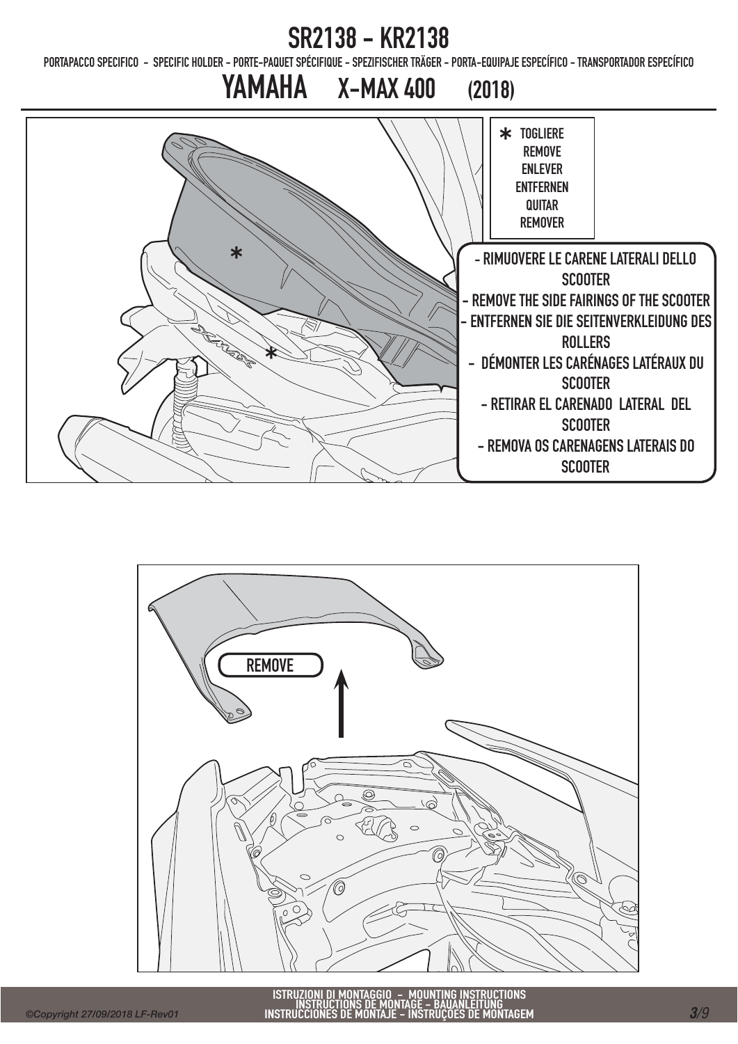# SR2138 - KR2138

PORTAPACCO SPECIFICO - SPECIFIC HOLDER - PORTE-PAQUET SPÉCIFIQUE - SPEZIFISCHER TRÄGER - PORTA-EQUIPAJE ESPECÍFICO - TRANSPORTADOR ESPECÍFICO

## YAMAHA X-MAX 400 (2018)

* TOGLIERE
REMOVE
ENLEVER
ENTFERNEN
QUITAR
REMOVER

- RIMUOVERE LE CARENE LATERALI DELLO SCOOTER
- REMOVE THE SIDE FAIRINGS OF THE SCOOTER
- ENTFERNEN SIE DIE SEITENVERKLEIDUNG DES ROLLERS
- DÉMONTER LES CARÉNAGES LATÉRAUX DU SCOOTER
- RETIRAR EL CARENADO LATERAL DEL SCOOTER
- REMOVA OS CARENAGENS LATERAIS DO SCOOTER

REMOVE

ISTRUZIONI DI MONTAGGIO - MOUNTING INSTRUCTIONS
INSTRUCTIONS DE MONTAGE - BAUANLEITUNG
INSTRUCCIONES DE MONTAJE - INSTRUÇOES DE MONTAGEM

©Copyright 27/09/2018 LF-Rev01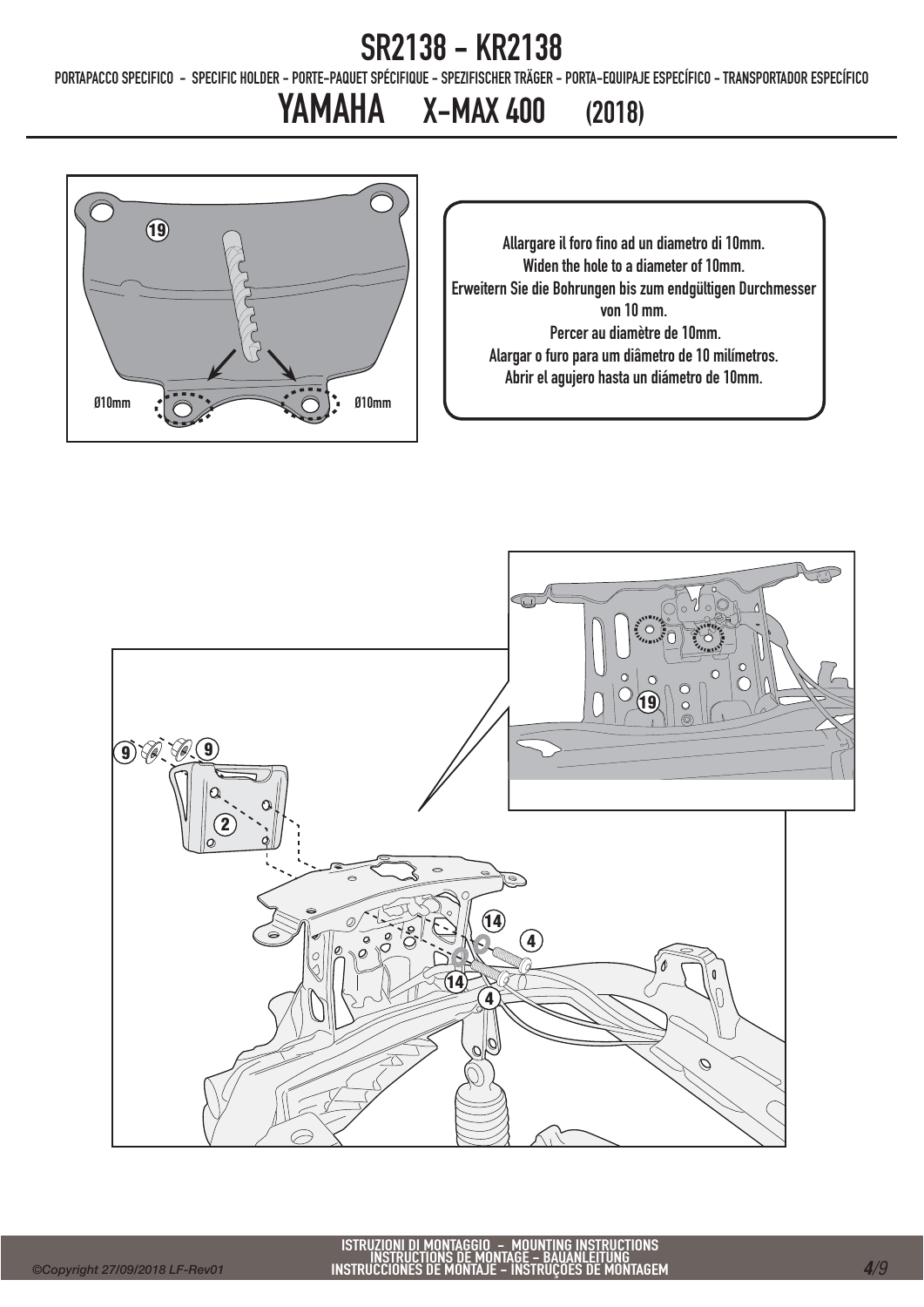# SR2138 - KR2138

PORTAPACCO SPECIFICO - SPECIFIC HOLDER - PORTE-PAQUET SPÉCIFIQUE - SPEZIFISCHER TRÄGER - PORTA-EQUIPAJE ESPECÍFICO - TRANSPORTADOR ESPECÍFICO

## YAMAHA X-MAX 400 (2018)

19

Ø10mm Ø10mm

Allargare il foro fino ad un diametro di 10mm.
Widen the hole to a diameter of 10mm.
Erweitern Sie die Bohrungen bis zum endgültigen Durchmesser von 10 mm.
Percer au diamètre de 10mm.
Alargar o furo para um diâmetro de 10 milímetros.
Abrir el agujero hasta un diámetro de 10mm.

19

9 9

2

14 4

14 4

ISTRUZIONI DI MONTAGGIO - MOUNTING INSTRUCTIONS
INSTRUCTIONS DE MONTAGE - BAUANLEITUNG
INSTRUCCIONES DE MONTAJE - INSTRUÇÕES DE MONTAGEM

©Copyright 27/09/2018 LF-Rev01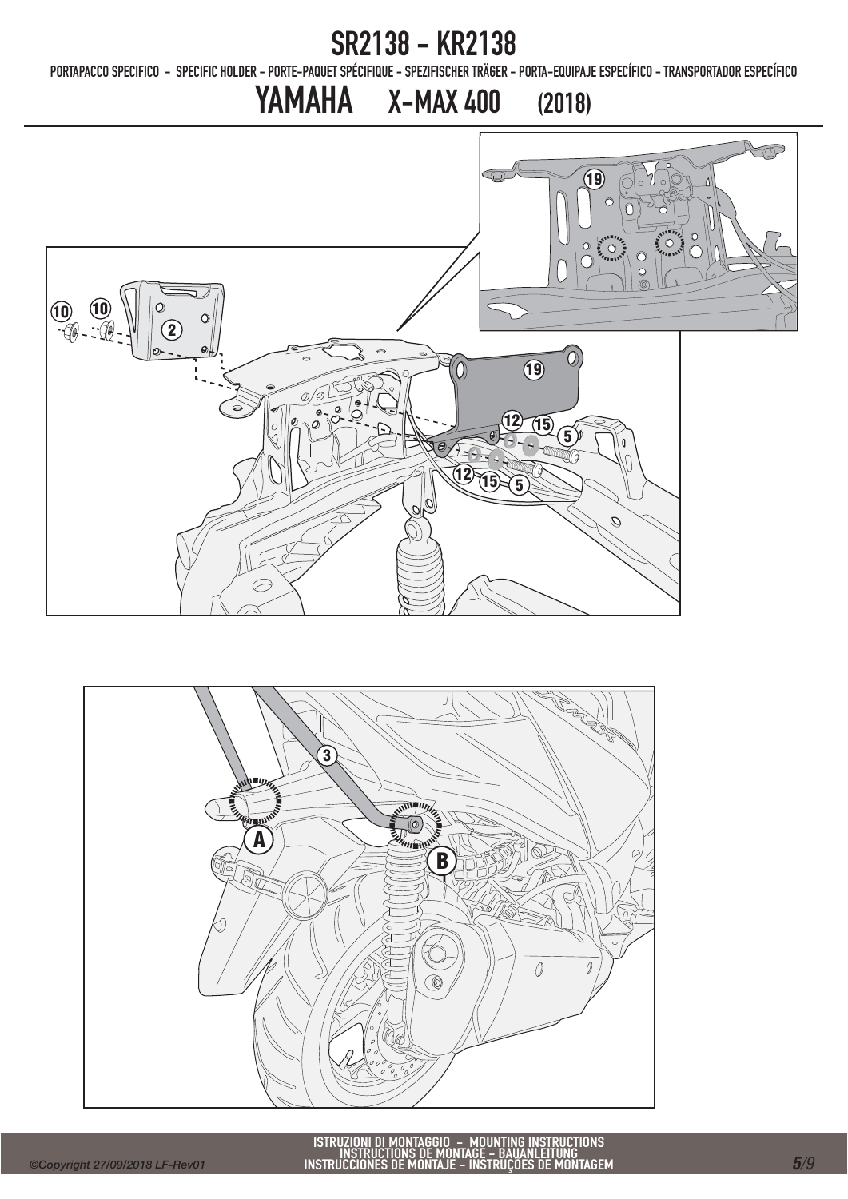# SR2138 - KR2138

PORTAPACCO SPECIFICO - SPECIFIC HOLDER - PORTE-PAQUET SPÉCIFIQUE - SPEZIFISCHER TRÄGER - PORTA-EQUIPAJE ESPECÍFICO - TRANSPORTADOR ESPECÍFICO

## YAMAHA X-MAX 400 (2018)

ISTRUZIONI DI MONTAGGIO - MOUNTING INSTRUCTIONS
INSTRUCTIONS DE MONTAGE - BAUANLEITUNG
INSTRUCCIONES DE MONTAJE - INSTRUÇÕES DE MONTAGEM

*©Copyright 27/09/2018 LF-Rev01*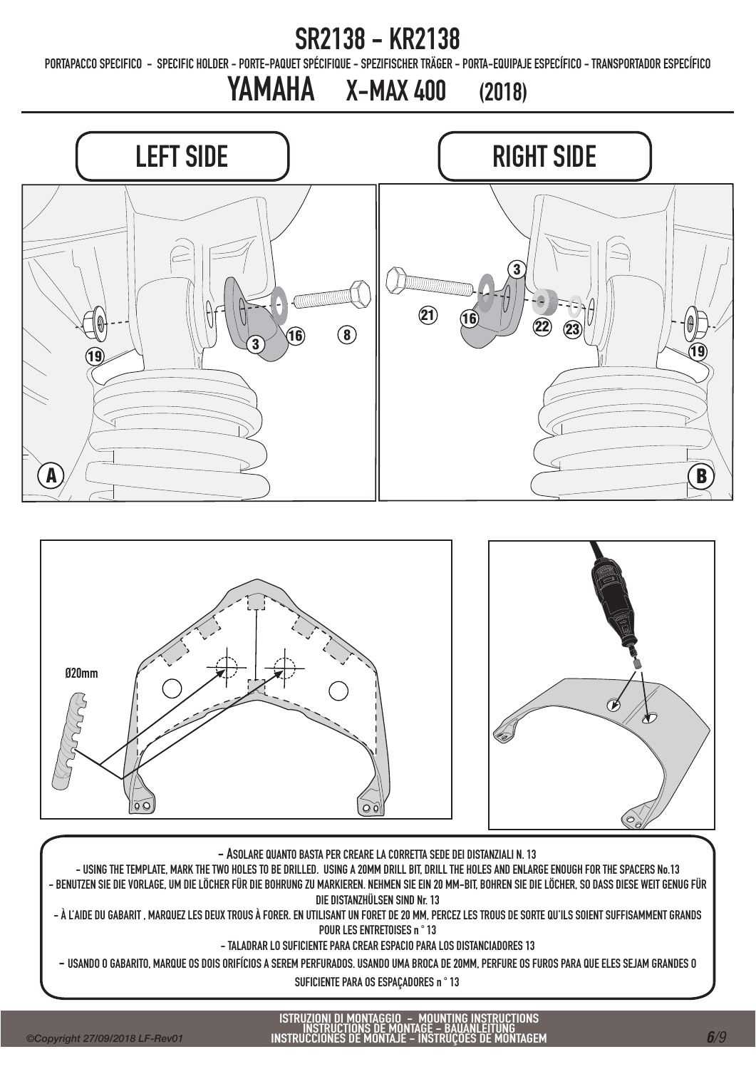# SR2138 - KR2138

PORTAPACCO SPECIFICO - SPECIFIC HOLDER - PORTE-PAQUET SPÉCIFIQUE - SPEZIFISCHER TRÄGER - PORTA-EQUIPAJE ESPECÍFICO - TRANSPORTADOR ESPECÍFICO

## YAMAHA X-MAX 400 (2018)

LEFT SIDE

RIGHT SIDE

A

B

Ø20mm

- ASOLARE QUANTO BASTA PER CREARE LA CORRETTA SEDE DEI DISTANZIALI N. 13
- USING THE TEMPLATE, MARK THE TWO HOLES TO BE DRILLED. USING A 20MM DRILL BIT, DRILL THE HOLES AND ENLARGE ENOUGH FOR THE SPACERS No.13
- BENUTZEN SIE DIE VORLAGE, UM DIE LÖCHER FÜR DIE BOHRUNG ZU MARKIEREN. NEHMEN SIE EIN 20 MM-BIT, BOHREN SIE DIE LÖCHER, SO DASS DIESE WEIT GENUG FÜR DIE DISTANZHÜLSEN SIND Nr. 13
- À L'AIDE DU GABARIT , MARQUEZ LES DEUX TROUS À FORER. EN UTILISANT UN FORET DE 20 MM, PERCEZ LES TROUS DE SORTE QU'ILS SOIENT SUFFISAMMENT GRANDS POUR LES ENTRETOISES n ° 13
- TALADRAR LO SUFICIENTE PARA CREAR ESPACIO PARA LOS DISTANCIADORES 13
- USANDO O GABARITO, MARQUE OS DOIS ORIFÍCIOS A SEREM PERFURADOS. USANDO UMA BROCA DE 20MM, PERFURE OS FUROS PARA QUE ELES SEJAM GRANDES O SUFICIENTE PARA OS ESPAÇADORES n ° 13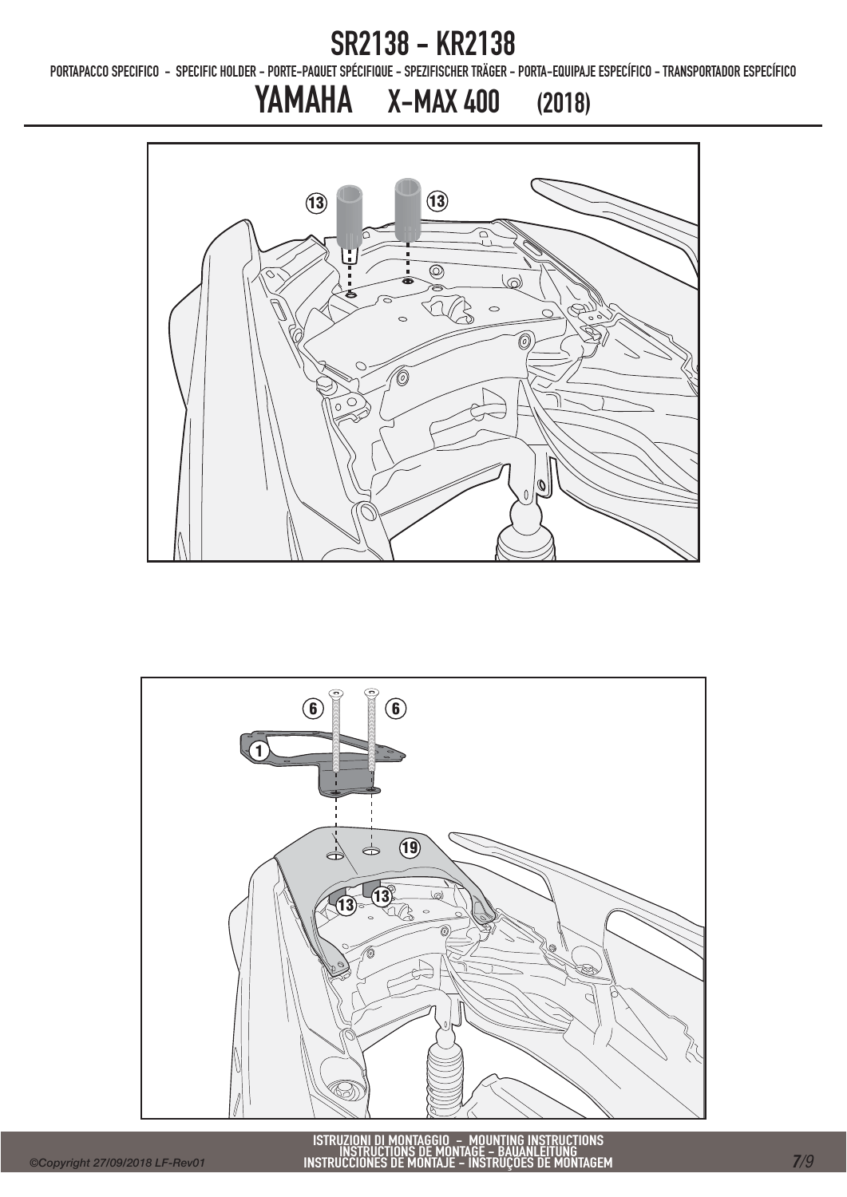# SR2138 - KR2138

PORTAPACCO SPECIFICO - SPECIFIC HOLDER - PORTE-PAQUET SPÉCIFIQUE - SPEZIFISCHER TRÄGER - PORTA-EQUIPAJE ESPECÍFICO - TRANSPORTADOR ESPECÍFICO

## YAMAHA X-MAX 400 (2018)

13 13

6 6

1

19

13 13

ISTRUZIONI DI MONTAGGIO - MOUNTING INSTRUCTIONS
INSTRUCTIONS DE MONTAGE - BAUANLEITUNG
INSTRUCCIONES DE MONTAJE - INSTRUÇOES DE MONTAGEM

©Copyright 27/09/2018 LF-Rev01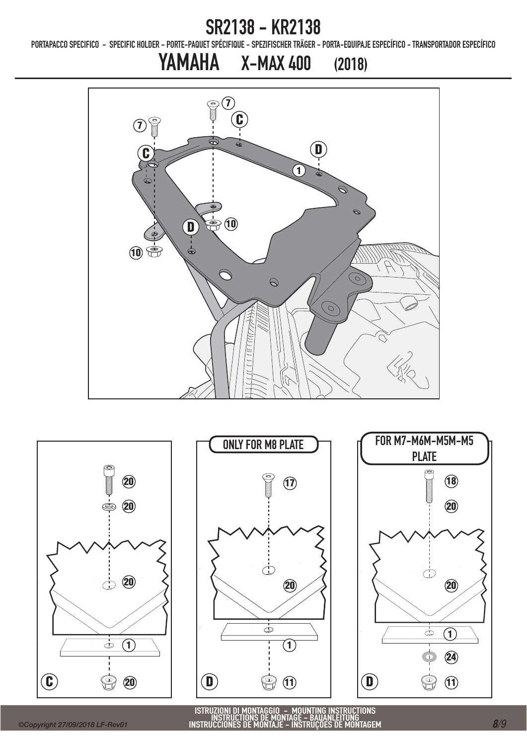# SR2138 - KR2138

PORTAPACCO SPECIFICO - SPECIFIC HOLDER - PORTE-PAQUET SPÉCIFIQUE - SPEZIFISCHER TRÄGER - PORTA-EQUIPAJE ESPECÍFICO - TRANSPORTADOR ESPECÍFICO

## YAMAHA X-MAX 400 (2018)

7 C 7 C D 1 D 10 10

20 20 20 1 C 20

ONLY FOR M8 PLATE

17 20 1 D 11

FOR M7-M6M-M5M-M5 PLATE

18 20 20 1 24 D 11

ISTRUZIONI DI MONTAGGIO - MOUNTING INSTRUCTIONS
INSTRUCTIONS DE MONTAGE - BAUANLEITUNG
INSTRUCCIONES DE MONTAJE - INSTRUÇOES DE MONTAGEM

©Copyright 27/09/2018 LF-Rev01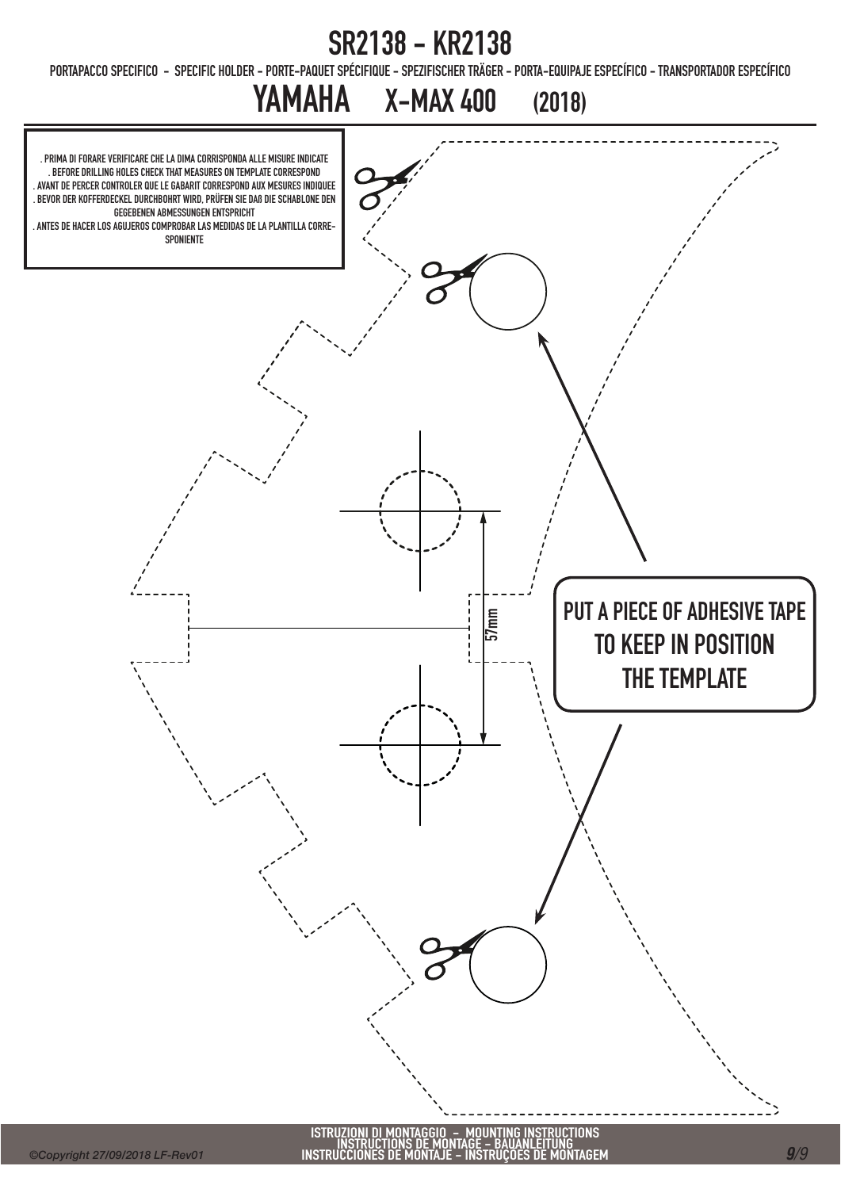# SR2138 - KR2138

PORTAPACCO SPECIFICO - SPECIFIC HOLDER - PORTE-PAQUET SPÉCIFIQUE - SPEZIFISCHER TRÄGER - PORTA-EQUIPAJE ESPECÍFICO - TRANSPORTADOR ESPECÍFICO

## YAMAHA X-MAX 400 (2018)

. PRIMA DI FORARE VERIFICARE CHE LA DIMA CORRISPONDA ALLE MISURE INDICATE
. BEFORE DRILLING HOLES CHECK THAT MEASURES ON TEMPLATE CORRESPOND
. AVANT DE PERCER CONTROLER QUE LE GABARIT CORRESPOND AUX MESURES INDIQUEE
. BEVOR DER KOFFERDECKEL DURCHBOHRT WIRD, PRÜFEN SIE DAß DIE SCHABLONE DEN GEGEBENEN ABMESSUNGEN ENTSPRICHT
. ANTES DE HACER LOS AGUJEROS COMPROBAR LAS MEDIDAS DE LA PLANTILLA CORRESPONIENTE

57mm

PUT A PIECE OF ADHESIVE TAPE TO KEEP IN POSITION THE TEMPLATE

ISTRUZIONI DI MONTAGGIO - MOUNTING INSTRUCTIONS
INSTRUCTIONS DE MONTAGE - BAUANLEITUNG
INSTRUCCIONES DE MONTAJE - INSTRUÇOES DE MONTAGEM

*©Copyright 27/09/2018 LF-Rev01*